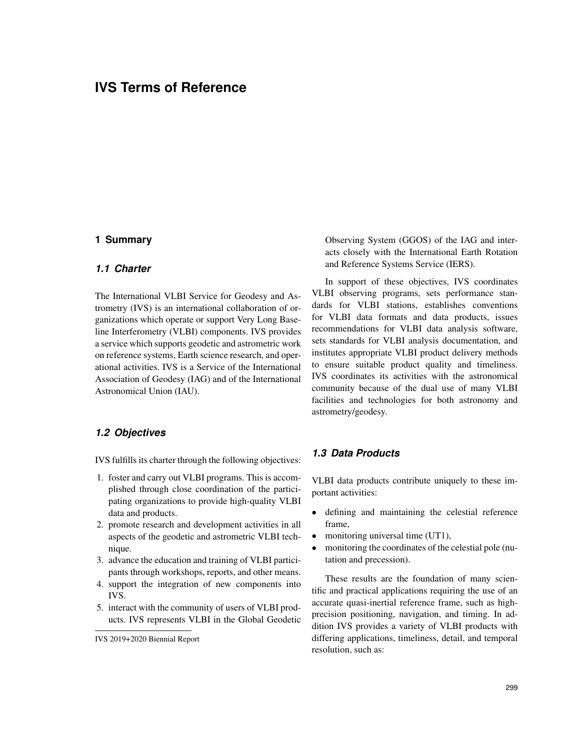# IVS Terms of Reference

## 1 Summary

### *1.1 Charter*

The International VLBI Service for Geodesy and Astrometry (IVS) is an international collaboration of organizations which operate or support Very Long Baseline Interferometry (VLBI) components. IVS provides a service which supports geodetic and astrometric work on reference systems, Earth science research, and operational activities. IVS is a Service of the International Association of Geodesy (IAG) and of the International Astronomical Union (IAU).

### *1.2 Objectives*

IVS fulfills its charter through the following objectives:

1. foster and carry out VLBI programs. This is accomplished through close coordination of the participating organizations to provide high-quality VLBI data and products.
2. promote research and development activities in all aspects of the geodetic and astrometric VLBI technique.
3. advance the education and training of VLBI participants through workshops, reports, and other means.
4. support the integration of new components into IVS.
5. interact with the community of users of VLBI products. IVS represents VLBI in the Global Geodetic Observing System (GGOS) of the IAG and interacts closely with the International Earth Rotation and Reference Systems Service (IERS).

In support of these objectives, IVS coordinates VLBI observing programs, sets performance standards for VLBI stations, establishes conventions for VLBI data formats and data products, issues recommendations for VLBI data analysis software, sets standards for VLBI analysis documentation, and institutes appropriate VLBI product delivery methods to ensure suitable product quality and timeliness. IVS coordinates its activities with the astronomical community because of the dual use of many VLBI facilities and technologies for both astronomy and astrometry/geodesy.

### *1.3 Data Products*

VLBI data products contribute uniquely to these important activities:

- defining and maintaining the celestial reference frame,
- monitoring universal time (UT1),
- monitoring the coordinates of the celestial pole (nutation and precession).

These results are the foundation of many scientific and practical applications requiring the use of an accurate quasi-inertial reference frame, such as high-precision positioning, navigation, and timing. In addition IVS provides a variety of VLBI products with differing applications, timeliness, detail, and temporal resolution, such as: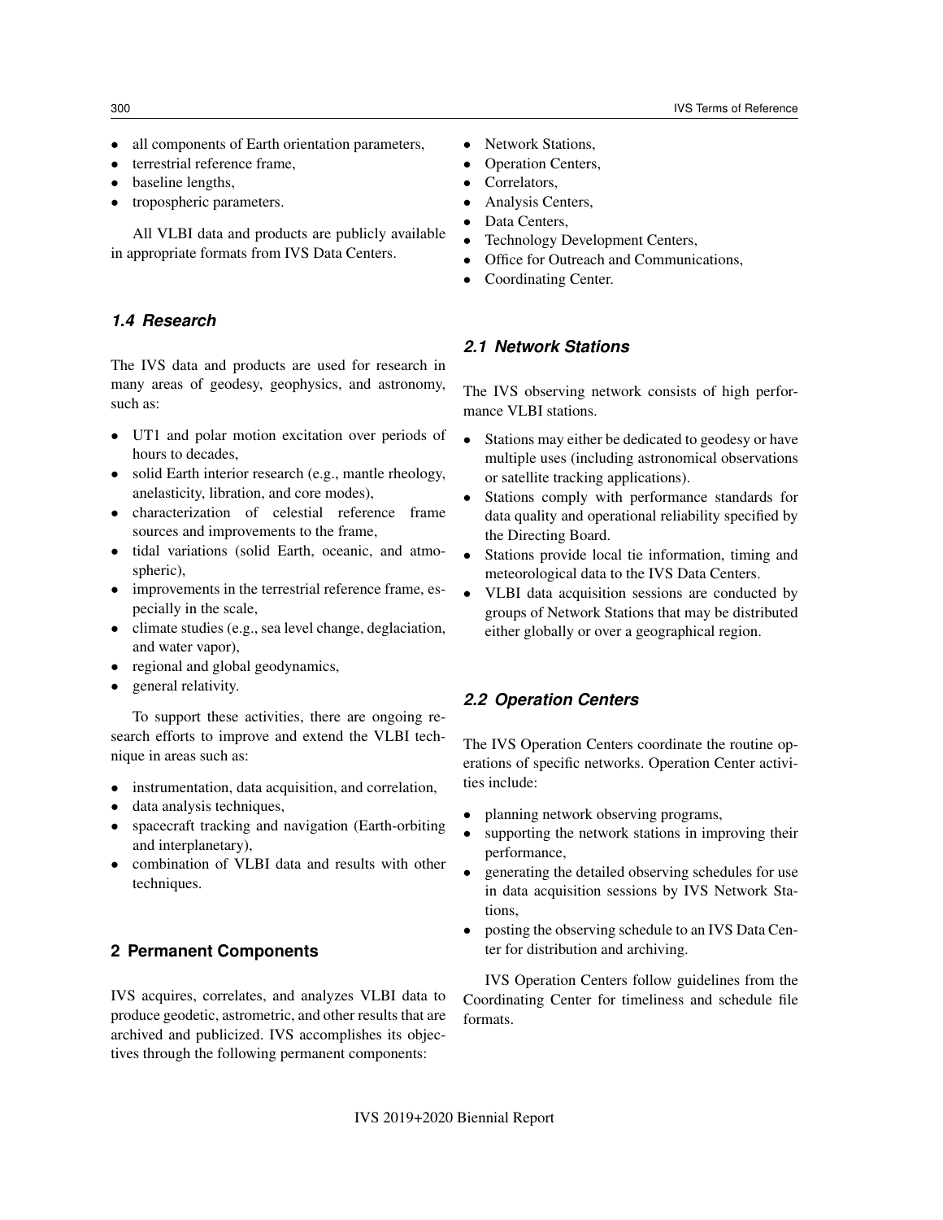- all components of Earth orientation parameters,
- terrestrial reference frame,
- baseline lengths,
- tropospheric parameters.

All VLBI data and products are publicly available in appropriate formats from IVS Data Centers.

### *1.4 Research*

The IVS data and products are used for research in many areas of geodesy, geophysics, and astronomy, such as:

- UT1 and polar motion excitation over periods of hours to decades,
- solid Earth interior research (e.g., mantle rheology, anelasticity, libration, and core modes),
- characterization of celestial reference frame sources and improvements to the frame,
- tidal variations (solid Earth, oceanic, and atmospheric),
- improvements in the terrestrial reference frame, especially in the scale,
- climate studies (e.g., sea level change, deglaciation, and water vapor),
- regional and global geodynamics,
- general relativity.

To support these activities, there are ongoing research efforts to improve and extend the VLBI technique in areas such as:

- instrumentation, data acquisition, and correlation,
- data analysis techniques,
- spacecraft tracking and navigation (Earth-orbiting and interplanetary),
- combination of VLBI data and results with other techniques.

## 2 Permanent Components

IVS acquires, correlates, and analyzes VLBI data to produce geodetic, astrometric, and other results that are archived and publicized. IVS accomplishes its objectives through the following permanent components:

- Network Stations,
- Operation Centers,
- Correlators,
- Analysis Centers,
- Data Centers,
- Technology Development Centers,
- Office for Outreach and Communications,
- Coordinating Center.

### *2.1 Network Stations*

The IVS observing network consists of high performance VLBI stations.

- Stations may either be dedicated to geodesy or have multiple uses (including astronomical observations or satellite tracking applications).
- Stations comply with performance standards for data quality and operational reliability specified by the Directing Board.
- Stations provide local tie information, timing and meteorological data to the IVS Data Centers.
- VLBI data acquisition sessions are conducted by groups of Network Stations that may be distributed either globally or over a geographical region.

### *2.2 Operation Centers*

The IVS Operation Centers coordinate the routine operations of specific networks. Operation Center activities include:

- planning network observing programs,
- supporting the network stations in improving their performance,
- generating the detailed observing schedules for use in data acquisition sessions by IVS Network Stations,
- posting the observing schedule to an IVS Data Center for distribution and archiving.

IVS Operation Centers follow guidelines from the Coordinating Center for timeliness and schedule file formats.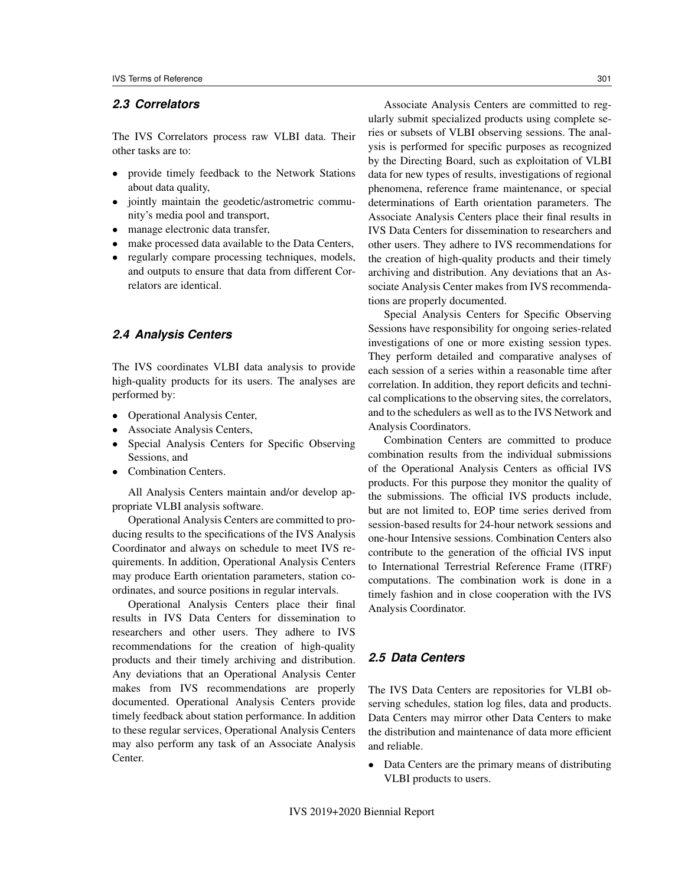### 2.3 Correlators

The IVS Correlators process raw VLBI data. Their other tasks are to:

- provide timely feedback to the Network Stations about data quality,
- jointly maintain the geodetic/astrometric community's media pool and transport,
- manage electronic data transfer,
- make processed data available to the Data Centers,
- regularly compare processing techniques, models, and outputs to ensure that data from different Correlators are identical.

### 2.4 Analysis Centers

The IVS coordinates VLBI data analysis to provide high-quality products for its users. The analyses are performed by:

- Operational Analysis Center,
- Associate Analysis Centers,
- Special Analysis Centers for Specific Observing Sessions, and
- Combination Centers.

All Analysis Centers maintain and/or develop appropriate VLBI analysis software.

Operational Analysis Centers are committed to producing results to the specifications of the IVS Analysis Coordinator and always on schedule to meet IVS requirements. In addition, Operational Analysis Centers may produce Earth orientation parameters, station coordinates, and source positions in regular intervals.

Operational Analysis Centers place their final results in IVS Data Centers for dissemination to researchers and other users. They adhere to IVS recommendations for the creation of high-quality products and their timely archiving and distribution. Any deviations that an Operational Analysis Center makes from IVS recommendations are properly documented. Operational Analysis Centers provide timely feedback about station performance. In addition to these regular services, Operational Analysis Centers may also perform any task of an Associate Analysis Center.

Associate Analysis Centers are committed to regularly submit specialized products using complete series or subsets of VLBI observing sessions. The analysis is performed for specific purposes as recognized by the Directing Board, such as exploitation of VLBI data for new types of results, investigations of regional phenomena, reference frame maintenance, or special determinations of Earth orientation parameters. The Associate Analysis Centers place their final results in IVS Data Centers for dissemination to researchers and other users. They adhere to IVS recommendations for the creation of high-quality products and their timely archiving and distribution. Any deviations that an Associate Analysis Center makes from IVS recommendations are properly documented.

Special Analysis Centers for Specific Observing Sessions have responsibility for ongoing series-related investigations of one or more existing session types. They perform detailed and comparative analyses of each session of a series within a reasonable time after correlation. In addition, they report deficits and technical complications to the observing sites, the correlators, and to the schedulers as well as to the IVS Network and Analysis Coordinators.

Combination Centers are committed to produce combination results from the individual submissions of the Operational Analysis Centers as official IVS products. For this purpose they monitor the quality of the submissions. The official IVS products include, but are not limited to, EOP time series derived from session-based results for 24-hour network sessions and one-hour Intensive sessions. Combination Centers also contribute to the generation of the official IVS input to International Terrestrial Reference Frame (ITRF) computations. The combination work is done in a timely fashion and in close cooperation with the IVS Analysis Coordinator.

### 2.5 Data Centers

The IVS Data Centers are repositories for VLBI observing schedules, station log files, data and products. Data Centers may mirror other Data Centers to make the distribution and maintenance of data more efficient and reliable.

- Data Centers are the primary means of distributing VLBI products to users.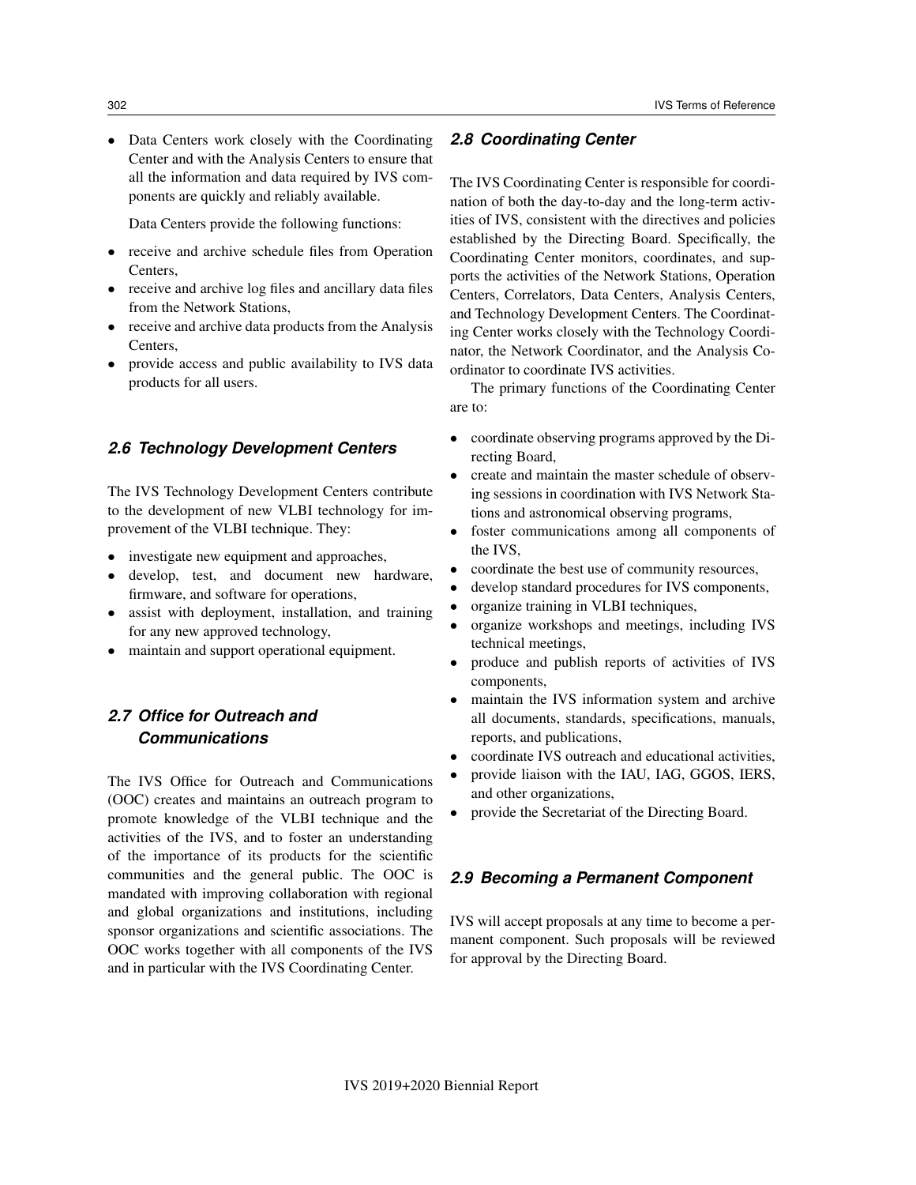- Data Centers work closely with the Coordinating Center and with the Analysis Centers to ensure that all the information and data required by IVS components are quickly and reliably available.

  Data Centers provide the following functions:

- receive and archive schedule files from Operation Centers,
- receive and archive log files and ancillary data files from the Network Stations,
- receive and archive data products from the Analysis Centers,
- provide access and public availability to IVS data products for all users.

### 2.6 Technology Development Centers

The IVS Technology Development Centers contribute to the development of new VLBI technology for improvement of the VLBI technique. They:

- investigate new equipment and approaches,
- develop, test, and document new hardware, firmware, and software for operations,
- assist with deployment, installation, and training for any new approved technology,
- maintain and support operational equipment.

### 2.7 Office for Outreach and Communications

The IVS Office for Outreach and Communications (OOC) creates and maintains an outreach program to promote knowledge of the VLBI technique and the activities of the IVS, and to foster an understanding of the importance of its products for the scientific communities and the general public. The OOC is mandated with improving collaboration with regional and global organizations and institutions, including sponsor organizations and scientific associations. The OOC works together with all components of the IVS and in particular with the IVS Coordinating Center.

### 2.8 Coordinating Center

The IVS Coordinating Center is responsible for coordination of both the day-to-day and the long-term activities of IVS, consistent with the directives and policies established by the Directing Board. Specifically, the Coordinating Center monitors, coordinates, and supports the activities of the Network Stations, Operation Centers, Correlators, Data Centers, Analysis Centers, and Technology Development Centers. The Coordinating Center works closely with the Technology Coordinator, the Network Coordinator, and the Analysis Coordinator to coordinate IVS activities.

The primary functions of the Coordinating Center are to:

- coordinate observing programs approved by the Directing Board,
- create and maintain the master schedule of observing sessions in coordination with IVS Network Stations and astronomical observing programs,
- foster communications among all components of the IVS,
- coordinate the best use of community resources,
- develop standard procedures for IVS components,
- organize training in VLBI techniques,
- organize workshops and meetings, including IVS technical meetings,
- produce and publish reports of activities of IVS components,
- maintain the IVS information system and archive all documents, standards, specifications, manuals, reports, and publications,
- coordinate IVS outreach and educational activities,
- provide liaison with the IAU, IAG, GGOS, IERS, and other organizations,
- provide the Secretariat of the Directing Board.

### 2.9 Becoming a Permanent Component

IVS will accept proposals at any time to become a permanent component. Such proposals will be reviewed for approval by the Directing Board.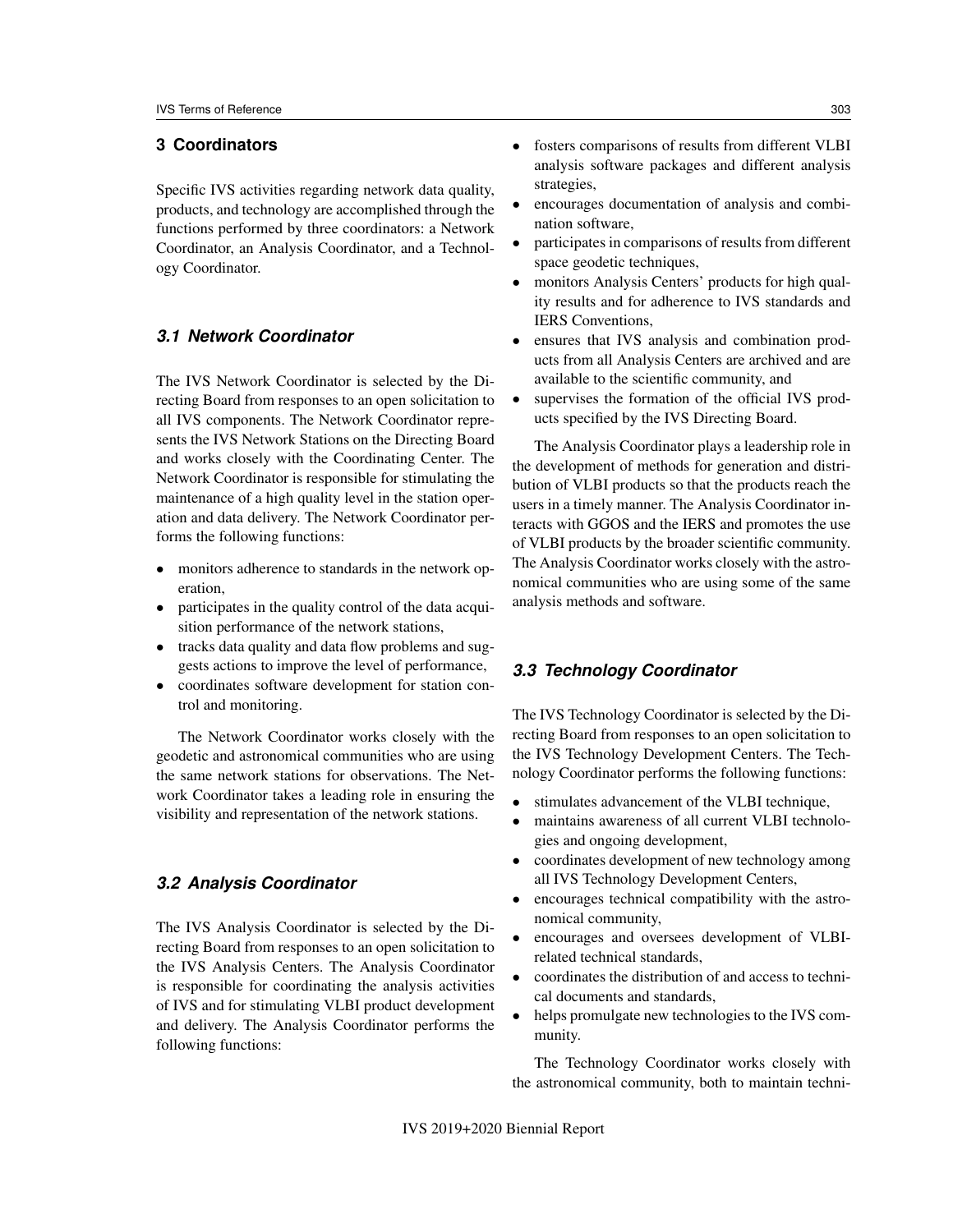## 3 Coordinators

Specific IVS activities regarding network data quality, products, and technology are accomplished through the functions performed by three coordinators: a Network Coordinator, an Analysis Coordinator, and a Technology Coordinator.

### 3.1 Network Coordinator

The IVS Network Coordinator is selected by the Directing Board from responses to an open solicitation to all IVS components. The Network Coordinator represents the IVS Network Stations on the Directing Board and works closely with the Coordinating Center. The Network Coordinator is responsible for stimulating the maintenance of a high quality level in the station operation and data delivery. The Network Coordinator performs the following functions:

- monitors adherence to standards in the network operation,
- participates in the quality control of the data acquisition performance of the network stations,
- tracks data quality and data flow problems and suggests actions to improve the level of performance,
- coordinates software development for station control and monitoring.

The Network Coordinator works closely with the geodetic and astronomical communities who are using the same network stations for observations. The Network Coordinator takes a leading role in ensuring the visibility and representation of the network stations.

### 3.2 Analysis Coordinator

The IVS Analysis Coordinator is selected by the Directing Board from responses to an open solicitation to the IVS Analysis Centers. The Analysis Coordinator is responsible for coordinating the analysis activities of IVS and for stimulating VLBI product development and delivery. The Analysis Coordinator performs the following functions:

- fosters comparisons of results from different VLBI analysis software packages and different analysis strategies,
- encourages documentation of analysis and combination software,
- participates in comparisons of results from different space geodetic techniques,
- monitors Analysis Centers' products for high quality results and for adherence to IVS standards and IERS Conventions,
- ensures that IVS analysis and combination products from all Analysis Centers are archived and are available to the scientific community, and
- supervises the formation of the official IVS products specified by the IVS Directing Board.

The Analysis Coordinator plays a leadership role in the development of methods for generation and distribution of VLBI products so that the products reach the users in a timely manner. The Analysis Coordinator interacts with GGOS and the IERS and promotes the use of VLBI products by the broader scientific community. The Analysis Coordinator works closely with the astronomical communities who are using some of the same analysis methods and software.

### 3.3 Technology Coordinator

The IVS Technology Coordinator is selected by the Directing Board from responses to an open solicitation to the IVS Technology Development Centers. The Technology Coordinator performs the following functions:

- stimulates advancement of the VLBI technique,
- maintains awareness of all current VLBI technologies and ongoing development,
- coordinates development of new technology among all IVS Technology Development Centers,
- encourages technical compatibility with the astronomical community,
- encourages and oversees development of VLBI-related technical standards,
- coordinates the distribution of and access to technical documents and standards,
- helps promulgate new technologies to the IVS community.

The Technology Coordinator works closely with the astronomical community, both to maintain techni-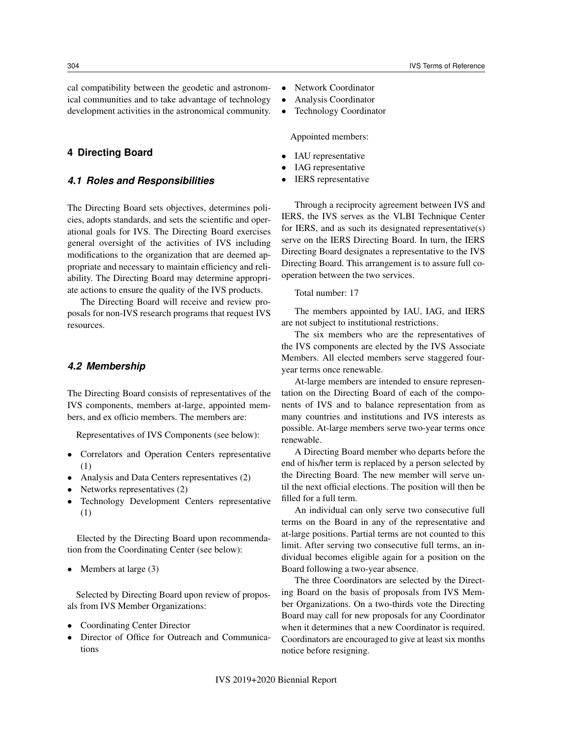cal compatibility between the geodetic and astronomical communities and to take advantage of technology development activities in the astronomical community.

## 4 Directing Board

### 4.1 Roles and Responsibilities

The Directing Board sets objectives, determines policies, adopts standards, and sets the scientific and operational goals for IVS. The Directing Board exercises general oversight of the activities of IVS including modifications to the organization that are deemed appropriate and necessary to maintain efficiency and reliability. The Directing Board may determine appropriate actions to ensure the quality of the IVS products.

The Directing Board will receive and review proposals for non-IVS research programs that request IVS resources.

### 4.2 Membership

The Directing Board consists of representatives of the IVS components, members at-large, appointed members, and ex officio members. The members are:

Representatives of IVS Components (see below):

- Correlators and Operation Centers representative (1)
- Analysis and Data Centers representatives (2)
- Networks representatives (2)
- Technology Development Centers representative (1)

Elected by the Directing Board upon recommendation from the Coordinating Center (see below):

- Members at large (3)

Selected by Directing Board upon review of proposals from IVS Member Organizations:

- Coordinating Center Director
- Director of Office for Outreach and Communications
- Network Coordinator
- Analysis Coordinator
- Technology Coordinator

Appointed members:

- IAU representative
- IAG representative
- IERS representative

Through a reciprocity agreement between IVS and IERS, the IVS serves as the VLBI Technique Center for IERS, and as such its designated representative(s) serve on the IERS Directing Board. In turn, the IERS Directing Board designates a representative to the IVS Directing Board. This arrangement is to assure full cooperation between the two services.

Total number: 17

The members appointed by IAU, IAG, and IERS are not subject to institutional restrictions.

The six members who are the representatives of the IVS components are elected by the IVS Associate Members. All elected members serve staggered four-year terms once renewable.

At-large members are intended to ensure representation on the Directing Board of each of the components of IVS and to balance representation from as many countries and institutions and IVS interests as possible. At-large members serve two-year terms once renewable.

A Directing Board member who departs before the end of his/her term is replaced by a person selected by the Directing Board. The new member will serve until the next official elections. The position will then be filled for a full term.

An individual can only serve two consecutive full terms on the Board in any of the representative and at-large positions. Partial terms are not counted to this limit. After serving two consecutive full terms, an individual becomes eligible again for a position on the Board following a two-year absence.

The three Coordinators are selected by the Directing Board on the basis of proposals from IVS Member Organizations. On a two-thirds vote the Directing Board may call for new proposals for any Coordinator when it determines that a new Coordinator is required. Coordinators are encouraged to give at least six months notice before resigning.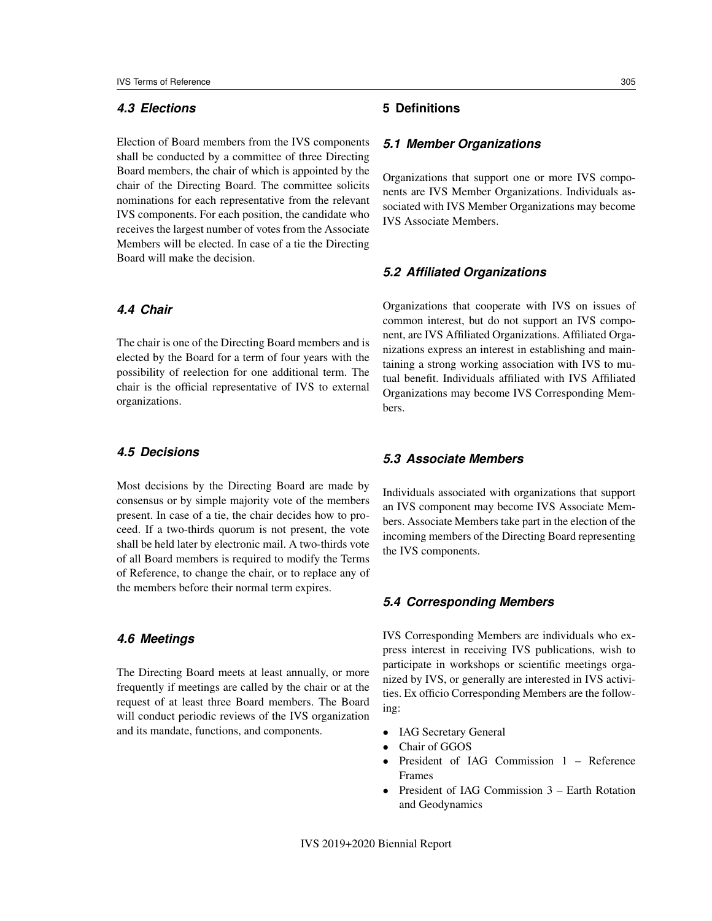### 4.3 Elections

Election of Board members from the IVS components shall be conducted by a committee of three Directing Board members, the chair of which is appointed by the chair of the Directing Board. The committee solicits nominations for each representative from the relevant IVS components. For each position, the candidate who receives the largest number of votes from the Associate Members will be elected. In case of a tie the Directing Board will make the decision.

### 4.4 Chair

The chair is one of the Directing Board members and is elected by the Board for a term of four years with the possibility of reelection for one additional term. The chair is the official representative of IVS to external organizations.

### 4.5 Decisions

Most decisions by the Directing Board are made by consensus or by simple majority vote of the members present. In case of a tie, the chair decides how to proceed. If a two-thirds quorum is not present, the vote shall be held later by electronic mail. A two-thirds vote of all Board members is required to modify the Terms of Reference, to change the chair, or to replace any of the members before their normal term expires.

### 4.6 Meetings

The Directing Board meets at least annually, or more frequently if meetings are called by the chair or at the request of at least three Board members. The Board will conduct periodic reviews of the IVS organization and its mandate, functions, and components.

## 5 Definitions

### 5.1 Member Organizations

Organizations that support one or more IVS components are IVS Member Organizations. Individuals associated with IVS Member Organizations may become IVS Associate Members.

### 5.2 Affiliated Organizations

Organizations that cooperate with IVS on issues of common interest, but do not support an IVS component, are IVS Affiliated Organizations. Affiliated Organizations express an interest in establishing and maintaining a strong working association with IVS to mutual benefit. Individuals affiliated with IVS Affiliated Organizations may become IVS Corresponding Members.

### 5.3 Associate Members

Individuals associated with organizations that support an IVS component may become IVS Associate Members. Associate Members take part in the election of the incoming members of the Directing Board representing the IVS components.

### 5.4 Corresponding Members

IVS Corresponding Members are individuals who express interest in receiving IVS publications, wish to participate in workshops or scientific meetings organized by IVS, or generally are interested in IVS activities. Ex officio Corresponding Members are the following:

- IAG Secretary General
- Chair of GGOS
- President of IAG Commission 1 – Reference Frames
- President of IAG Commission 3 – Earth Rotation and Geodynamics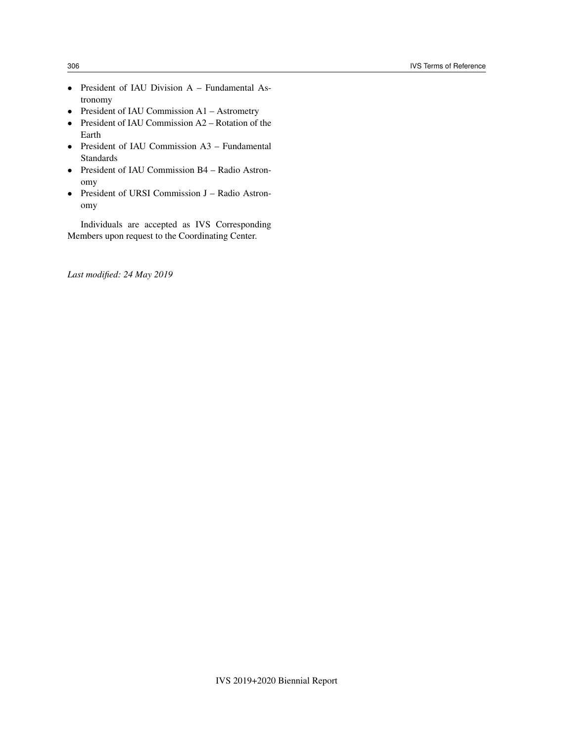- President of IAU Division A – Fundamental Astronomy
- President of IAU Commission A1 – Astrometry
- President of IAU Commission A2 – Rotation of the Earth
- President of IAU Commission A3 – Fundamental Standards
- President of IAU Commission B4 – Radio Astronomy
- President of URSI Commission J – Radio Astronomy

Individuals are accepted as IVS Corresponding Members upon request to the Coordinating Center.

*Last modified: 24 May 2019*